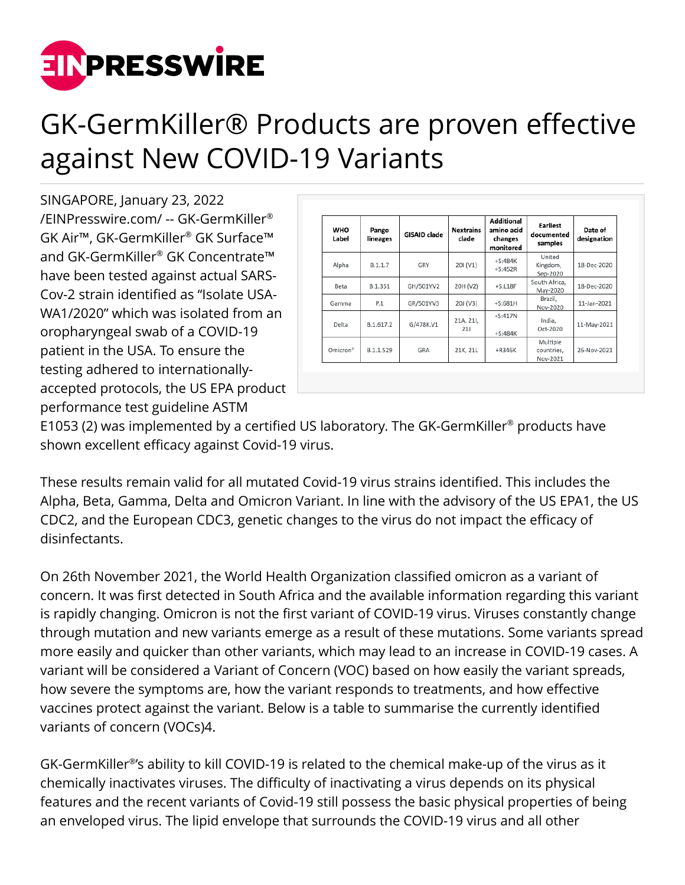# GK-GermKiller® Products are proven effective against New COVID-19 Variants

SINGAPORE, January 23, 2022 /EINPresswire.com/ -- GK-GermKiller® GK Air™, GK-GermKiller® GK Surface™ and GK-GermKiller® GK Concentrate™ have been tested against actual SARS-Cov-2 strain identified as "Isolate USA-WA1/2020" which was isolated from an oropharyngeal swab of a COVID-19 patient in the USA. To ensure the testing adhered to internationally-accepted protocols, the US EPA product performance test guideline ASTM E1053 (2) was implemented by a certified US laboratory. The GK-GermKiller® products have shown excellent efficacy against Covid-19 virus.

| WHO Label | Pango lineages | GISAID clade | Nextrains clade | Additional amino acid changes monitored | Earliest documented samples | Date of designation |
|---|---|---|---|---|---|---|
| Alpha | B.1.1.7 | GRY | 20I (V1) | +S:484K +S:452R | United Kingdom, Sep-2020 | 18-Dec-2020 |
| Beta | B.1.351 | GH/501Y.V2 | 20H (V2) | +S:L18F | South Africa, May-2020 | 18-Dec-2020 |
| Gamma | P.1 | GR/501Y.V3 | 20J (V3) | +S:681H | Brazil, Nov-2020 | 11-Jan-2021 |
| Delta | B.1.617.2 | G/478K.V1 | 21A, 21I, 21J | +S:417N +S:484K | India, Oct-2020 | 11-May-2021 |
| Omicron[5] | B.1.1.529 | GRA | 21K, 21L | +R346K | Multiple countries, Nov-2021 | 26-Nov-2021 |

These results remain valid for all mutated Covid-19 virus strains identified. This includes the Alpha, Beta, Gamma, Delta and Omicron Variant. In line with the advisory of the US EPA1, the US CDC2, and the European CDC3, genetic changes to the virus do not impact the efficacy of disinfectants.

On 26th November 2021, the World Health Organization classified omicron as a variant of concern. It was first detected in South Africa and the available information regarding this variant is rapidly changing. Omicron is not the first variant of COVID-19 virus. Viruses constantly change through mutation and new variants emerge as a result of these mutations. Some variants spread more easily and quicker than other variants, which may lead to an increase in COVID-19 cases. A variant will be considered a Variant of Concern (VOC) based on how easily the variant spreads, how severe the symptoms are, how the variant responds to treatments, and how effective vaccines protect against the variant. Below is a table to summarise the currently identified variants of concern (VOCs)4.

GK-GermKiller®'s ability to kill COVID-19 is related to the chemical make-up of the virus as it chemically inactivates viruses. The difficulty of inactivating a virus depends on its physical features and the recent variants of Covid-19 still possess the basic physical properties of being an enveloped virus. The lipid envelope that surrounds the COVID-19 virus and all other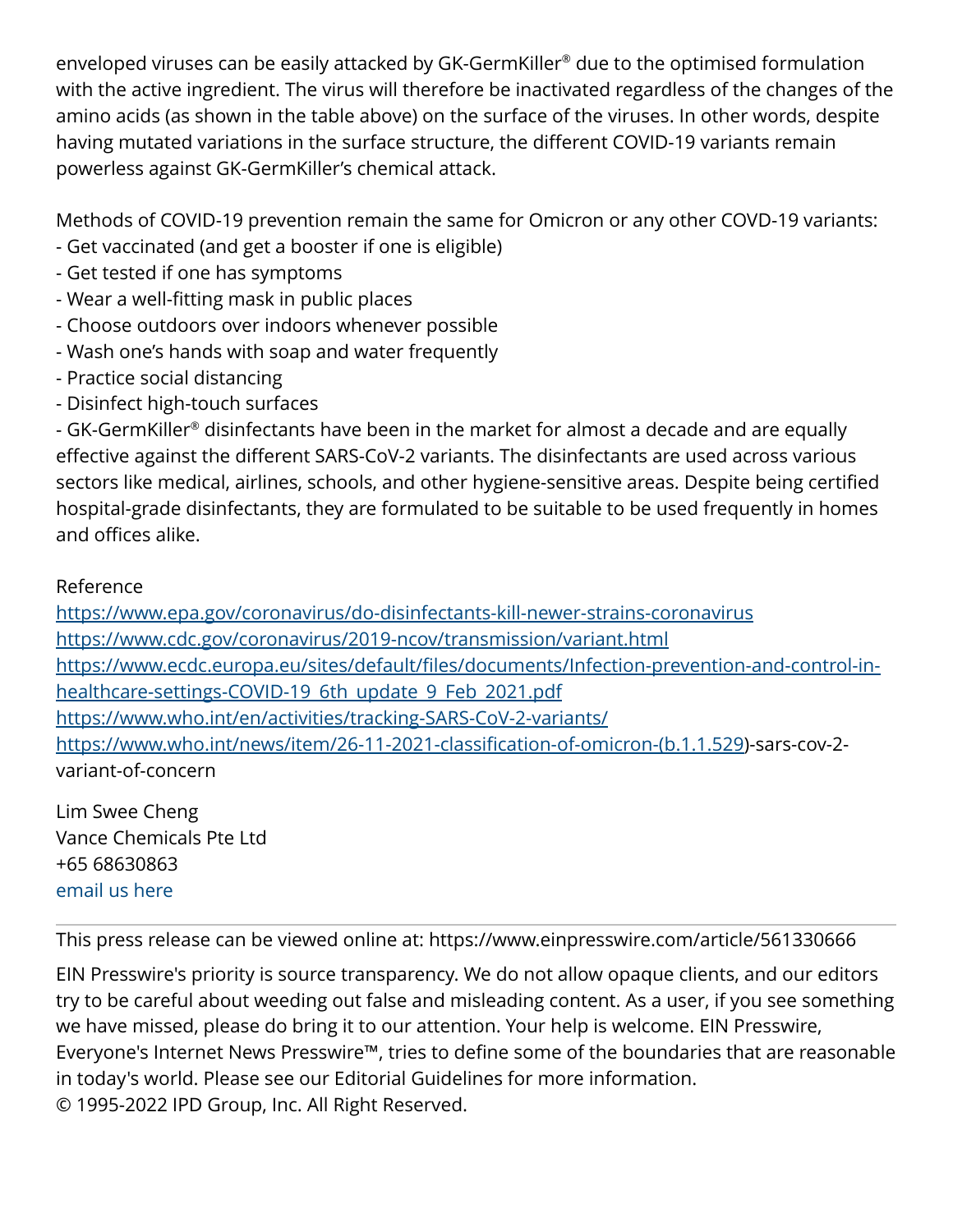enveloped viruses can be easily attacked by GK-GermKiller® due to the optimised formulation with the active ingredient. The virus will therefore be inactivated regardless of the changes of the amino acids (as shown in the table above) on the surface of the viruses. In other words, despite having mutated variations in the surface structure, the different COVID-19 variants remain powerless against GK-GermKiller's chemical attack.

Methods of COVID-19 prevention remain the same for Omicron or any other COVD-19 variants:
- Get vaccinated (and get a booster if one is eligible)
- Get tested if one has symptoms
- Wear a well-fitting mask in public places
- Choose outdoors over indoors whenever possible
- Wash one's hands with soap and water frequently
- Practice social distancing
- Disinfect high-touch surfaces
- GK-GermKiller® disinfectants have been in the market for almost a decade and are equally effective against the different SARS-CoV-2 variants. The disinfectants are used across various sectors like medical, airlines, schools, and other hygiene-sensitive areas. Despite being certified hospital-grade disinfectants, they are formulated to be suitable to be used frequently in homes and offices alike.

Reference
https://www.epa.gov/coronavirus/do-disinfectants-kill-newer-strains-coronavirus
https://www.cdc.gov/coronavirus/2019-ncov/transmission/variant.html
https://www.ecdc.europa.eu/sites/default/files/documents/Infection-prevention-and-control-in-healthcare-settings-COVID-19_6th_update_9_Feb_2021.pdf
https://www.who.int/en/activities/tracking-SARS-CoV-2-variants/
https://www.who.int/news/item/26-11-2021-classification-of-omicron-(b.1.1.529)-sars-cov-2-variant-of-concern

Lim Swee Cheng
Vance Chemicals Pte Ltd
+65 68630863
email us here

This press release can be viewed online at: https://www.einpresswire.com/article/561330666

EIN Presswire's priority is source transparency. We do not allow opaque clients, and our editors try to be careful about weeding out false and misleading content. As a user, if you see something we have missed, please do bring it to our attention. Your help is welcome. EIN Presswire, Everyone's Internet News Presswire™, tries to define some of the boundaries that are reasonable in today's world. Please see our Editorial Guidelines for more information.
© 1995-2022 IPD Group, Inc. All Right Reserved.